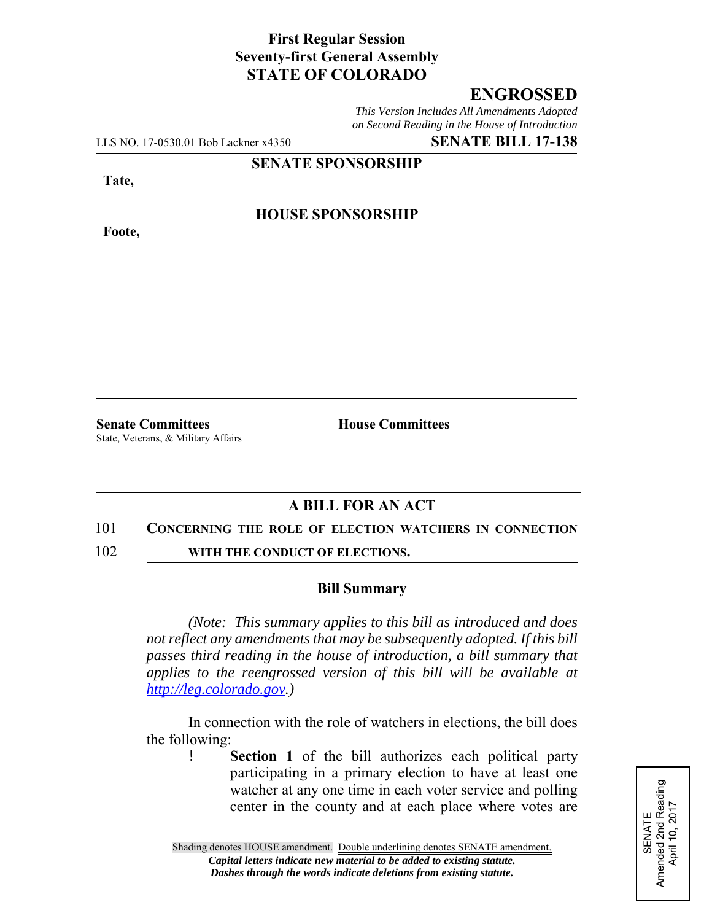**First Regular Session**
**Seventy-first General Assembly**
**STATE OF COLORADO**

# ENGROSSED

*This Version Includes All Amendments Adopted on Second Reading in the House of Introduction*

LLS NO. 17-0530.01 Bob Lackner x4350 **SENATE BILL 17-138**

**SENATE SPONSORSHIP**

**Tate,**

**HOUSE SPONSORSHIP**

**Foote,**

**Senate Committees**
State, Veterans, & Military Affairs

**House Committees**

## A BILL FOR AN ACT

101 **CONCERNING THE ROLE OF ELECTION WATCHERS IN CONNECTION**
102 **WITH THE CONDUCT OF ELECTIONS.**

### Bill Summary

*(Note: This summary applies to this bill as introduced and does not reflect any amendments that may be subsequently adopted. If this bill passes third reading in the house of introduction, a bill summary that applies to the reengrossed version of this bill will be available at http://leg.colorado.gov.)*

In connection with the role of watchers in elections, the bill does the following:

- **Section 1** of the bill authorizes each political party participating in a primary election to have at least one watcher at any one time in each voter service and polling center in the county and at each place where votes are

Shading denotes HOUSE amendment. Double underlining denotes SENATE amendment.
*Capital letters indicate new material to be added to existing statute.*
*Dashes through the words indicate deletions from existing statute.*

SENATE
Amended 2nd Reading
April 10, 2017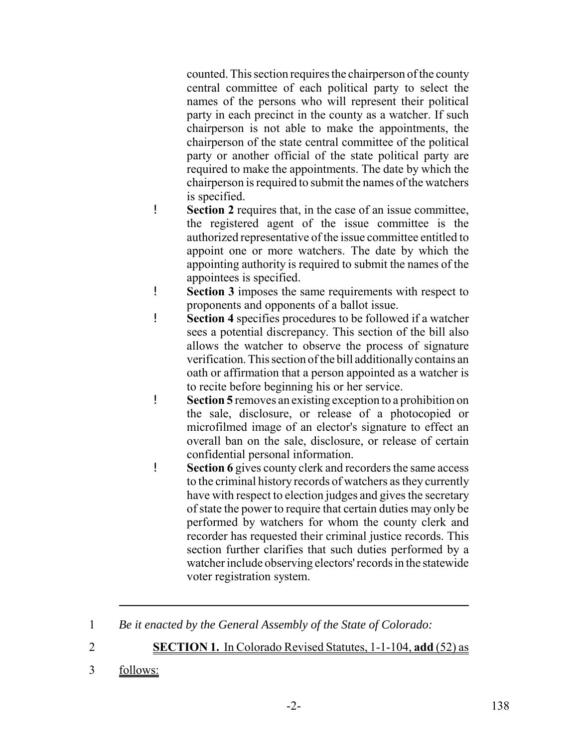counted. This section requires the chairperson of the county central committee of each political party to select the names of the persons who will represent their political party in each precinct in the county as a watcher. If such chairperson is not able to make the appointments, the chairperson of the state central committee of the political party or another official of the state political party are required to make the appointments. The date by which the chairperson is required to submit the names of the watchers is specified.

- **Section 2** requires that, in the case of an issue committee, the registered agent of the issue committee is the authorized representative of the issue committee entitled to appoint one or more watchers. The date by which the appointing authority is required to submit the names of the appointees is specified.
- **Section 3** imposes the same requirements with respect to proponents and opponents of a ballot issue.
- **Section 4** specifies procedures to be followed if a watcher sees a potential discrepancy. This section of the bill also allows the watcher to observe the process of signature verification. This section of the bill additionally contains an oath or affirmation that a person appointed as a watcher is to recite before beginning his or her service.
- **Section 5** removes an existing exception to a prohibition on the sale, disclosure, or release of a photocopied or microfilmed image of an elector's signature to effect an overall ban on the sale, disclosure, or release of certain confidential personal information.
- **Section 6** gives county clerk and recorders the same access to the criminal history records of watchers as they currently have with respect to election judges and gives the secretary of state the power to require that certain duties may only be performed by watchers for whom the county clerk and recorder has requested their criminal justice records. This section further clarifies that such duties performed by a watcher include observing electors' records in the statewide voter registration system.

---

1 *Be it enacted by the General Assembly of the State of Colorado:*

2 **SECTION 1.** In Colorado Revised Statutes, 1-1-104, **add** (52) as

3 follows: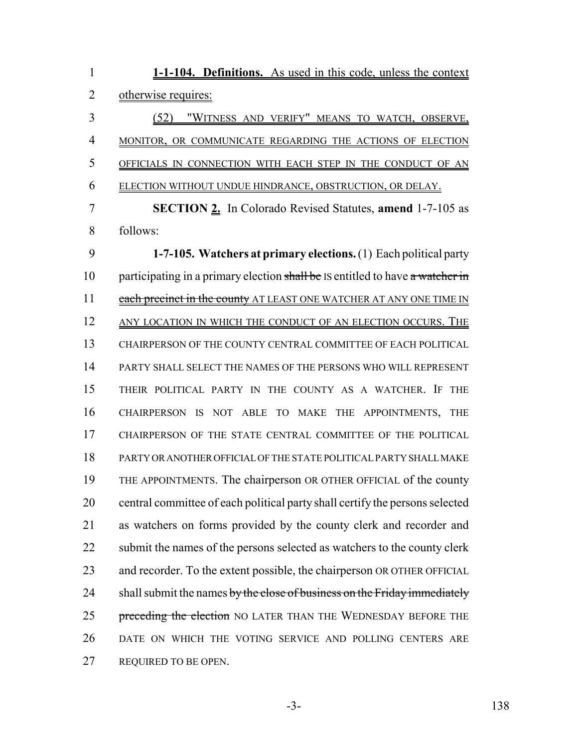**1-1-104. Definitions.** As used in this code, unless the context otherwise requires:

(52) "WITNESS AND VERIFY" MEANS TO WATCH, OBSERVE, MONITOR, OR COMMUNICATE REGARDING THE ACTIONS OF ELECTION OFFICIALS IN CONNECTION WITH EACH STEP IN THE CONDUCT OF AN ELECTION WITHOUT UNDUE HINDRANCE, OBSTRUCTION, OR DELAY.

**SECTION 2.** In Colorado Revised Statutes, **amend** 1-7-105 as follows:

**1-7-105. Watchers at primary elections.** (1) Each political party participating in a primary election ~~shall be~~ IS entitled to have ~~a watcher in each precinct in the county~~ AT LEAST ONE WATCHER AT ANY ONE TIME IN ANY LOCATION IN WHICH THE CONDUCT OF AN ELECTION OCCURS. THE CHAIRPERSON OF THE COUNTY CENTRAL COMMITTEE OF EACH POLITICAL PARTY SHALL SELECT THE NAMES OF THE PERSONS WHO WILL REPRESENT THEIR POLITICAL PARTY IN THE COUNTY AS A WATCHER. IF THE CHAIRPERSON IS NOT ABLE TO MAKE THE APPOINTMENTS, THE CHAIRPERSON OF THE STATE CENTRAL COMMITTEE OF THE POLITICAL PARTY OR ANOTHER OFFICIAL OF THE STATE POLITICAL PARTY SHALL MAKE THE APPOINTMENTS. The chairperson OR OTHER OFFICIAL of the county central committee of each political party shall certify the persons selected as watchers on forms provided by the county clerk and recorder and submit the names of the persons selected as watchers to the county clerk and recorder. To the extent possible, the chairperson OR OTHER OFFICIAL shall submit the names ~~by the close of business on the Friday immediately preceding the election~~ NO LATER THAN THE WEDNESDAY BEFORE THE DATE ON WHICH THE VOTING SERVICE AND POLLING CENTERS ARE REQUIRED TO BE OPEN.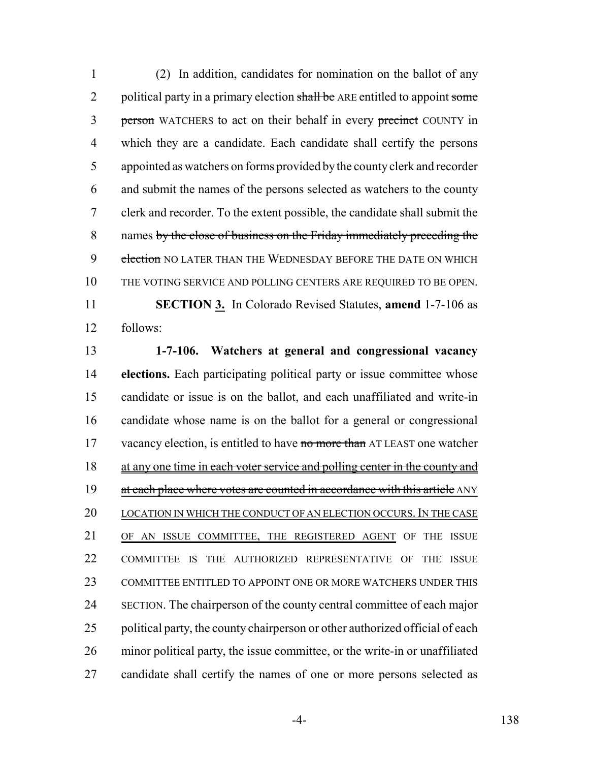(2) In addition, candidates for nomination on the ballot of any political party in a primary election ~~shall be~~ ARE entitled to appoint ~~some person~~ WATCHERS to act on their behalf in every ~~precinct~~ COUNTY in which they are a candidate. Each candidate shall certify the persons appointed as watchers on forms provided by the county clerk and recorder and submit the names of the persons selected as watchers to the county clerk and recorder. To the extent possible, the candidate shall submit the names ~~by the close of business on the Friday immediately preceding the election~~ NO LATER THAN THE WEDNESDAY BEFORE THE DATE ON WHICH THE VOTING SERVICE AND POLLING CENTERS ARE REQUIRED TO BE OPEN.

**SECTION 3.** In Colorado Revised Statutes, **amend** 1-7-106 as follows:

**1-7-106. Watchers at general and congressional vacancy elections.** Each participating political party or issue committee whose candidate or issue is on the ballot, and each unaffiliated and write-in candidate whose name is on the ballot for a general or congressional vacancy election, is entitled to have ~~no more than~~ AT LEAST one watcher at any one time in ~~each voter service and polling center in the county and at each place where votes are counted in accordance with this article~~ ANY LOCATION IN WHICH THE CONDUCT OF AN ELECTION OCCURS. IN THE CASE OF AN ISSUE COMMITTEE, THE REGISTERED AGENT OF THE ISSUE COMMITTEE IS THE AUTHORIZED REPRESENTATIVE OF THE ISSUE COMMITTEE ENTITLED TO APPOINT ONE OR MORE WATCHERS UNDER THIS SECTION. The chairperson of the county central committee of each major political party, the county chairperson or other authorized official of each minor political party, the issue committee, or the write-in or unaffiliated candidate shall certify the names of one or more persons selected as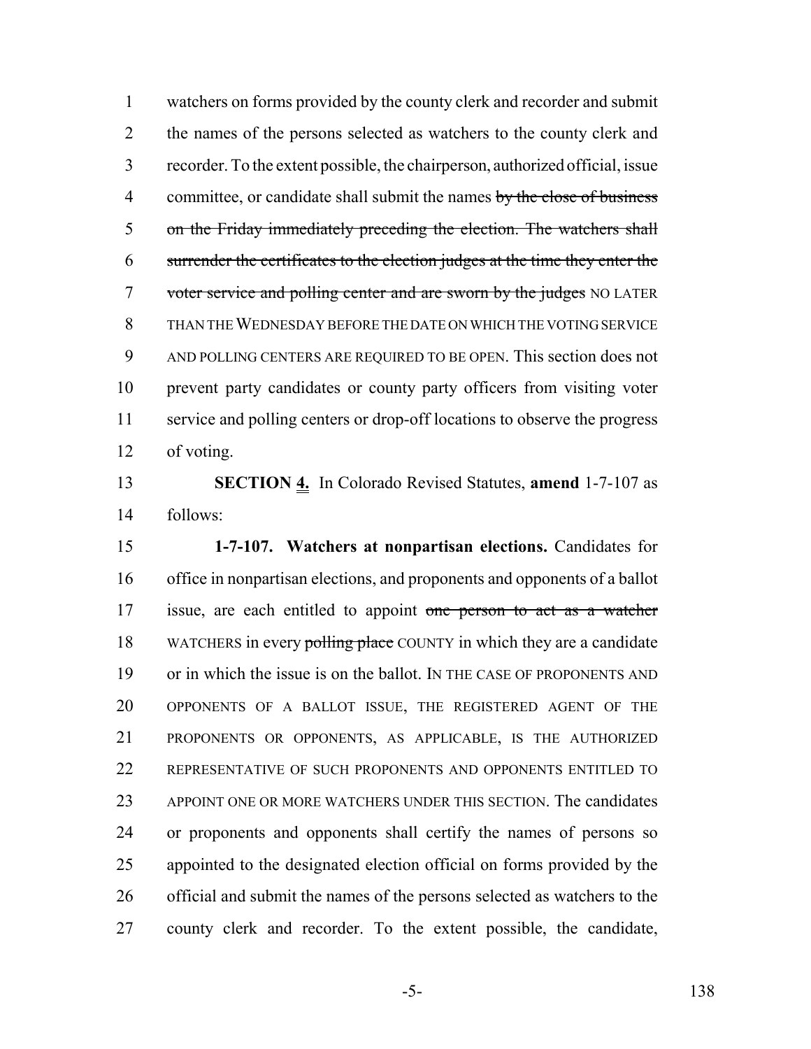watchers on forms provided by the county clerk and recorder and submit the names of the persons selected as watchers to the county clerk and recorder. To the extent possible, the chairperson, authorized official, issue committee, or candidate shall submit the names ~~by the close of business on the Friday immediately preceding the election. The watchers shall surrender the certificates to the election judges at the time they enter the voter service and polling center and are sworn by the judges~~ NO LATER THAN THE WEDNESDAY BEFORE THE DATE ON WHICH THE VOTING SERVICE AND POLLING CENTERS ARE REQUIRED TO BE OPEN. This section does not prevent party candidates or county party officers from visiting voter service and polling centers or drop-off locations to observe the progress of voting.

**SECTION 4.** In Colorado Revised Statutes, **amend** 1-7-107 as follows:

**1-7-107. Watchers at nonpartisan elections.** Candidates for office in nonpartisan elections, and proponents and opponents of a ballot issue, are each entitled to appoint ~~one person to act as a watcher~~ WATCHERS in every ~~polling place~~ COUNTY in which they are a candidate or in which the issue is on the ballot. IN THE CASE OF PROPONENTS AND OPPONENTS OF A BALLOT ISSUE, THE REGISTERED AGENT OF THE PROPONENTS OR OPPONENTS, AS APPLICABLE, IS THE AUTHORIZED REPRESENTATIVE OF SUCH PROPONENTS AND OPPONENTS ENTITLED TO APPOINT ONE OR MORE WATCHERS UNDER THIS SECTION. The candidates or proponents and opponents shall certify the names of persons so appointed to the designated election official on forms provided by the official and submit the names of the persons selected as watchers to the county clerk and recorder. To the extent possible, the candidate,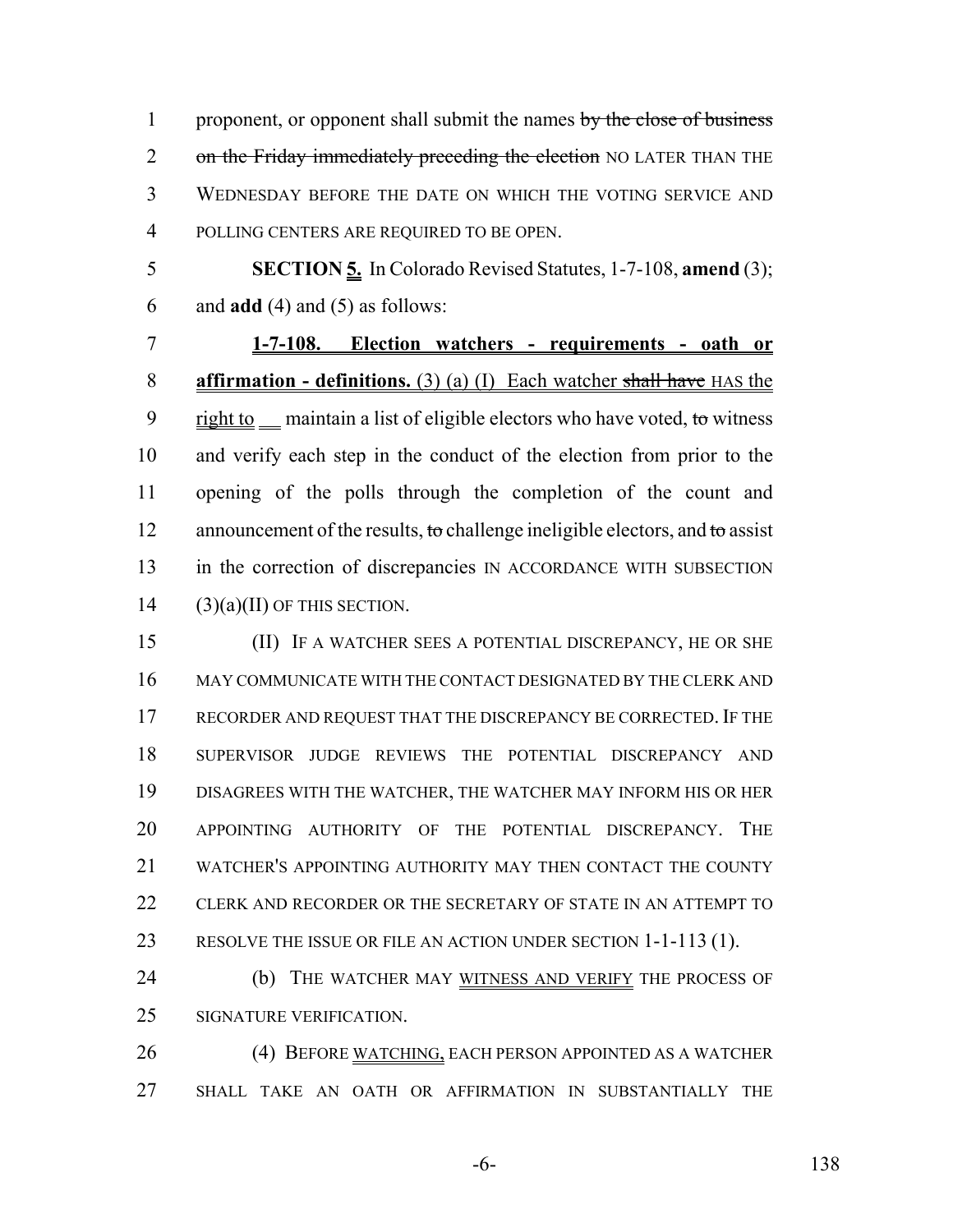proponent, or opponent shall submit the names ~~by the close of business on the Friday immediately preceding the election~~ NO LATER THAN THE WEDNESDAY BEFORE THE DATE ON WHICH THE VOTING SERVICE AND POLLING CENTERS ARE REQUIRED TO BE OPEN.

**SECTION 5.** In Colorado Revised Statutes, 1-7-108, **amend** (3); and **add** (4) and (5) as follows:

**1-7-108. Election watchers - requirements - oath or affirmation - definitions.** (3) (a) (I) Each watcher ~~shall have~~ HAS the right to maintain a list of eligible electors who have voted, ~~to~~ witness and verify each step in the conduct of the election from prior to the opening of the polls through the completion of the count and announcement of the results, ~~to~~ challenge ineligible electors, and ~~to~~ assist in the correction of discrepancies IN ACCORDANCE WITH SUBSECTION (3)(a)(II) OF THIS SECTION.

(II) IF A WATCHER SEES A POTENTIAL DISCREPANCY, HE OR SHE MAY COMMUNICATE WITH THE CONTACT DESIGNATED BY THE CLERK AND RECORDER AND REQUEST THAT THE DISCREPANCY BE CORRECTED. IF THE SUPERVISOR JUDGE REVIEWS THE POTENTIAL DISCREPANCY AND DISAGREES WITH THE WATCHER, THE WATCHER MAY INFORM HIS OR HER APPOINTING AUTHORITY OF THE POTENTIAL DISCREPANCY. THE WATCHER'S APPOINTING AUTHORITY MAY THEN CONTACT THE COUNTY CLERK AND RECORDER OR THE SECRETARY OF STATE IN AN ATTEMPT TO RESOLVE THE ISSUE OR FILE AN ACTION UNDER SECTION 1-1-113 (1).

(b) THE WATCHER MAY WITNESS AND VERIFY THE PROCESS OF SIGNATURE VERIFICATION.

(4) BEFORE WATCHING, EACH PERSON APPOINTED AS A WATCHER SHALL TAKE AN OATH OR AFFIRMATION IN SUBSTANTIALLY THE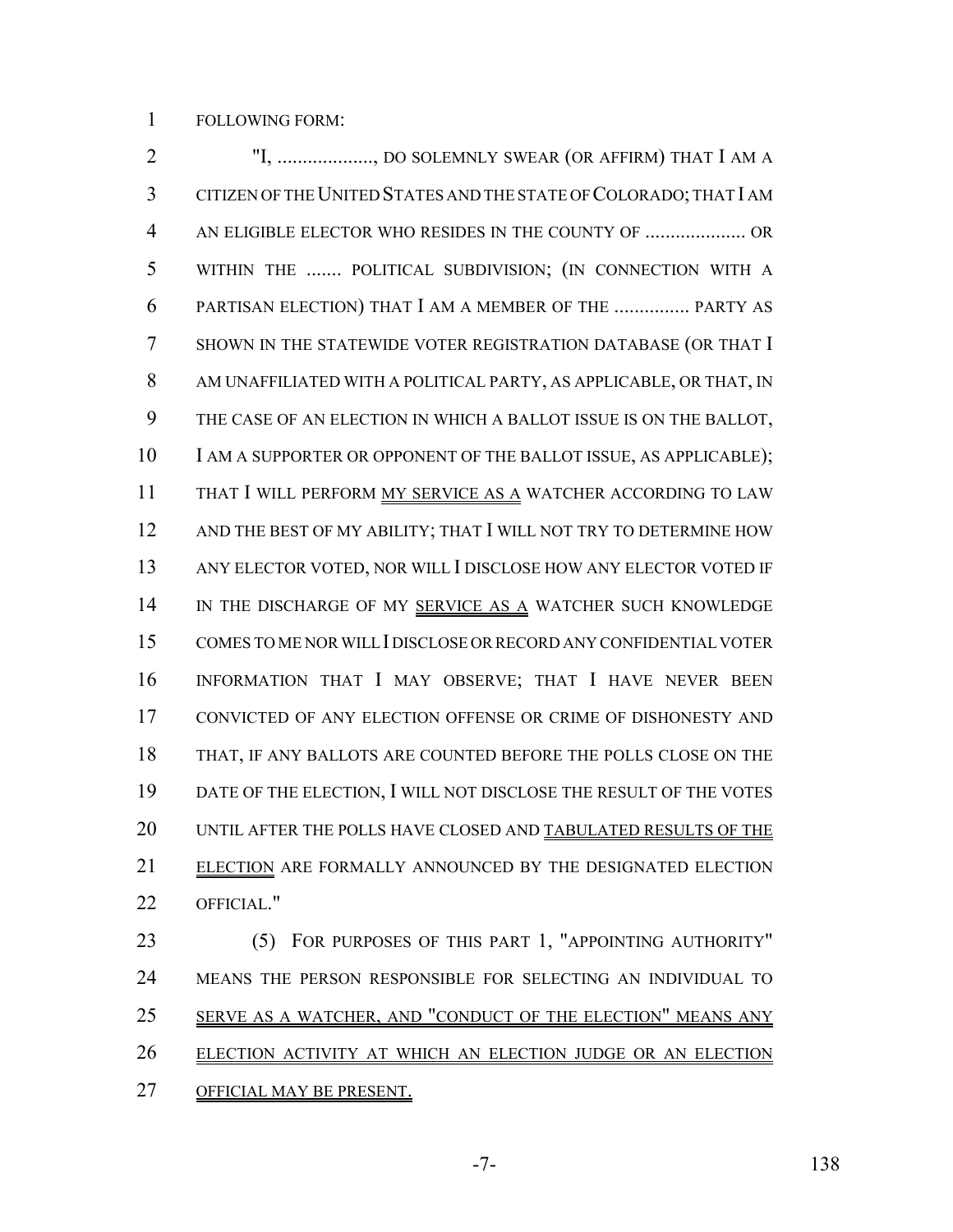FOLLOWING FORM:

"I, ..................., DO SOLEMNLY SWEAR (OR AFFIRM) THAT I AM A CITIZEN OF THE UNITED STATES AND THE STATE OF COLORADO; THAT I AM AN ELIGIBLE ELECTOR WHO RESIDES IN THE COUNTY OF .................... OR WITHIN THE ....... POLITICAL SUBDIVISION; (IN CONNECTION WITH A PARTISAN ELECTION) THAT I AM A MEMBER OF THE ............... PARTY AS SHOWN IN THE STATEWIDE VOTER REGISTRATION DATABASE (OR THAT I AM UNAFFILIATED WITH A POLITICAL PARTY, AS APPLICABLE, OR THAT, IN THE CASE OF AN ELECTION IN WHICH A BALLOT ISSUE IS ON THE BALLOT, I AM A SUPPORTER OR OPPONENT OF THE BALLOT ISSUE, AS APPLICABLE); THAT I WILL PERFORM MY SERVICE AS A WATCHER ACCORDING TO LAW AND THE BEST OF MY ABILITY; THAT I WILL NOT TRY TO DETERMINE HOW ANY ELECTOR VOTED, NOR WILL I DISCLOSE HOW ANY ELECTOR VOTED IF IN THE DISCHARGE OF MY SERVICE AS A WATCHER SUCH KNOWLEDGE COMES TO ME NOR WILL I DISCLOSE OR RECORD ANY CONFIDENTIAL VOTER INFORMATION THAT I MAY OBSERVE; THAT I HAVE NEVER BEEN CONVICTED OF ANY ELECTION OFFENSE OR CRIME OF DISHONESTY AND THAT, IF ANY BALLOTS ARE COUNTED BEFORE THE POLLS CLOSE ON THE DATE OF THE ELECTION, I WILL NOT DISCLOSE THE RESULT OF THE VOTES UNTIL AFTER THE POLLS HAVE CLOSED AND TABULATED RESULTS OF THE ELECTION ARE FORMALLY ANNOUNCED BY THE DESIGNATED ELECTION OFFICIAL."

(5) FOR PURPOSES OF THIS PART 1, "APPOINTING AUTHORITY" MEANS THE PERSON RESPONSIBLE FOR SELECTING AN INDIVIDUAL TO SERVE AS A WATCHER, AND "CONDUCT OF THE ELECTION" MEANS ANY ELECTION ACTIVITY AT WHICH AN ELECTION JUDGE OR AN ELECTION OFFICIAL MAY BE PRESENT.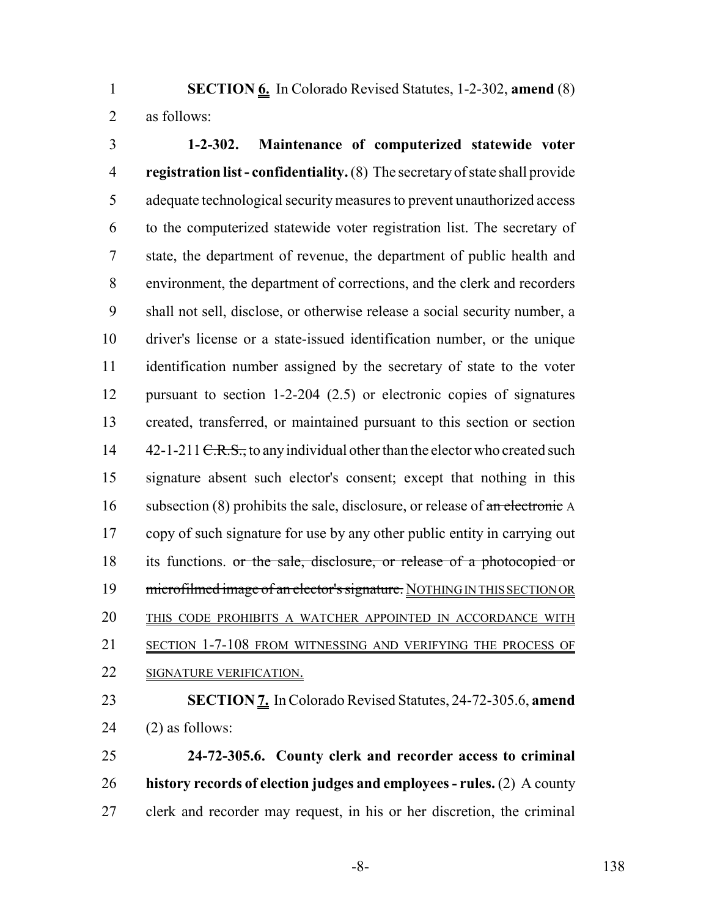**SECTION 6.** In Colorado Revised Statutes, 1-2-302, **amend** (8) as follows:

**1-2-302. Maintenance of computerized statewide voter registration list - confidentiality.** (8) The secretary of state shall provide adequate technological security measures to prevent unauthorized access to the computerized statewide voter registration list. The secretary of state, the department of revenue, the department of public health and environment, the department of corrections, and the clerk and recorders shall not sell, disclose, or otherwise release a social security number, a driver's license or a state-issued identification number, or the unique identification number assigned by the secretary of state to the voter pursuant to section 1-2-204 (2.5) or electronic copies of signatures created, transferred, or maintained pursuant to this section or section 42-1-211 ~~C.R.S.,~~ to any individual other than the elector who created such signature absent such elector's consent; except that nothing in this subsection (8) prohibits the sale, disclosure, or release of ~~an electronic~~ A copy of such signature for use by any other public entity in carrying out its functions. ~~or the sale, disclosure, or release of a photocopied or microfilmed image of an elector's signature.~~ NOTHING IN THIS SECTION OR THIS CODE PROHIBITS A WATCHER APPOINTED IN ACCORDANCE WITH SECTION 1-7-108 FROM WITNESSING AND VERIFYING THE PROCESS OF SIGNATURE VERIFICATION.

**SECTION 7.** In Colorado Revised Statutes, 24-72-305.6, **amend** (2) as follows:

**24-72-305.6. County clerk and recorder access to criminal history records of election judges and employees - rules.** (2) A county clerk and recorder may request, in his or her discretion, the criminal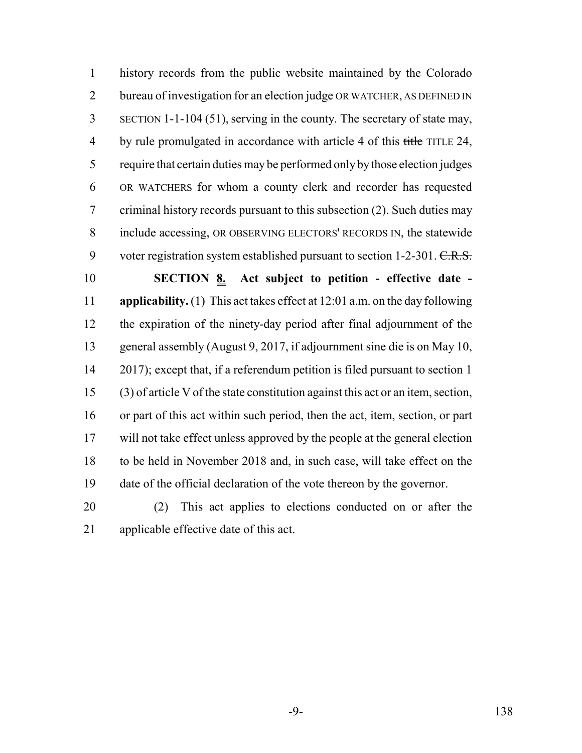history records from the public website maintained by the Colorado bureau of investigation for an election judge OR WATCHER, AS DEFINED IN SECTION 1-1-104 (51), serving in the county. The secretary of state may, by rule promulgated in accordance with article 4 of this ~~title~~ TITLE 24, require that certain duties may be performed only by those election judges OR WATCHERS for whom a county clerk and recorder has requested criminal history records pursuant to this subsection (2). Such duties may include accessing, OR OBSERVING ELECTORS' RECORDS IN, the statewide voter registration system established pursuant to section 1-2-301. ~~C.R.S.~~

**SECTION 8. Act subject to petition - effective date - applicability.** (1) This act takes effect at 12:01 a.m. on the day following the expiration of the ninety-day period after final adjournment of the general assembly (August 9, 2017, if adjournment sine die is on May 10, 2017); except that, if a referendum petition is filed pursuant to section 1 (3) of article V of the state constitution against this act or an item, section, or part of this act within such period, then the act, item, section, or part will not take effect unless approved by the people at the general election to be held in November 2018 and, in such case, will take effect on the date of the official declaration of the vote thereon by the governor.

(2) This act applies to elections conducted on or after the applicable effective date of this act.